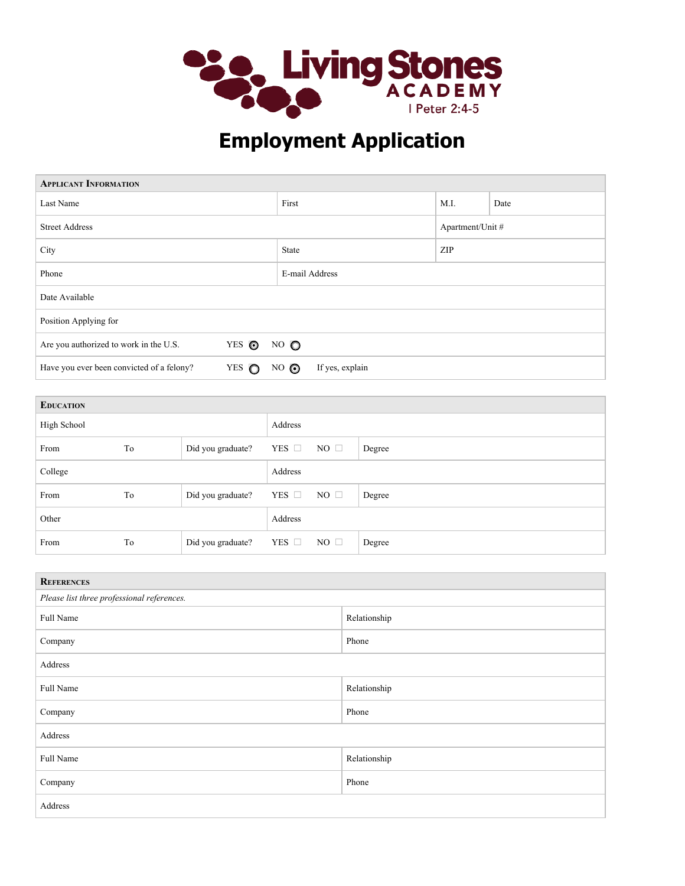# Living Stones ACADEMY

I Peter 2:4-5

# Employment Application

| **Applicant Information** | | | | | |
|---|---|---|---|---|---|
| Last Name | | First | M.I. | Date | |
| Street Address | | | Apartment/Unit # | | |
| City | | State | ZIP | | |
| Phone | | E-mail Address | | | |
| Date Available | | | | | |
| Position Applying for | | | | | |
| Are you authorized to work in the U.S. | YES ◉ | NO ○ | | | |
| Have you ever been convicted of a felony? | YES ○ | NO ◉ | If yes, explain | | |

| **Education** | | | | | |
|---|---|---|---|---|---|
| High School | | | Address | | |
| From | To | Did you graduate? | YES ☐ | NO ☐ | Degree |
| College | | | Address | | |
| From | To | Did you graduate? | YES ☐ | NO ☐ | Degree |
| Other | | | Address | | |
| From | To | Did you graduate? | YES ☐ | NO ☐ | Degree |

| **References** | |
|---|---|
| *Please list three professional references.* | |
| Full Name | Relationship |
| Company | Phone |
| Address | |
| Full Name | Relationship |
| Company | Phone |
| Address | |
| Full Name | Relationship |
| Company | Phone |
| Address | |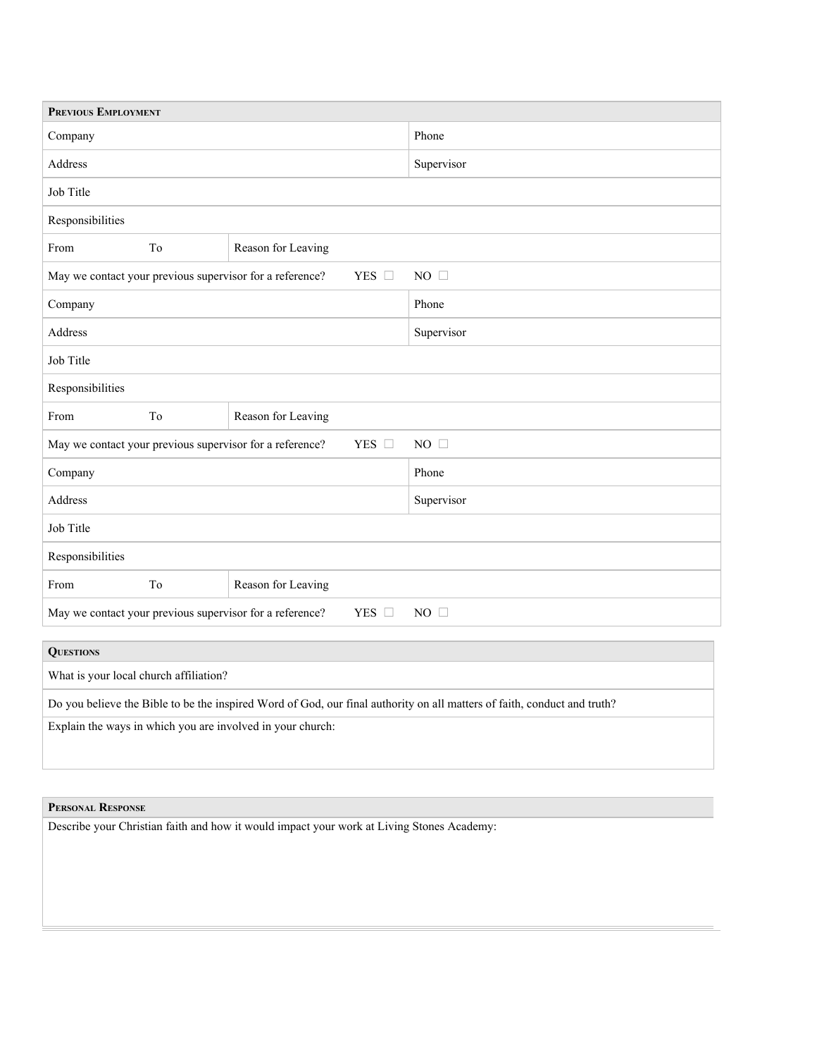| **Previous Employment** | | | |
|---|---|---|---|
| Company | | | Phone |
| Address | | | Supervisor |
| Job Title | | | |
| Responsibilities | | | |
| From | To | Reason for Leaving | |
| May we contact your previous supervisor for a reference? | | YES ☐ | NO ☐ |
| Company | | | Phone |
| Address | | | Supervisor |
| Job Title | | | |
| Responsibilities | | | |
| From | To | Reason for Leaving | |
| May we contact your previous supervisor for a reference? | | YES ☐ | NO ☐ |
| Company | | | Phone |
| Address | | | Supervisor |
| Job Title | | | |
| Responsibilities | | | |
| From | To | Reason for Leaving | |
| May we contact your previous supervisor for a reference? | | YES ☐ | NO ☐ |

| **Questions** |
|---|
| What is your local church affiliation? |
| Do you believe the Bible to be the inspired Word of God, our final authority on all matters of faith, conduct and truth? |
| Explain the ways in which you are involved in your church: |

| **Personal Response** |
|---|
| Describe your Christian faith and how it would impact your work at Living Stones Academy: |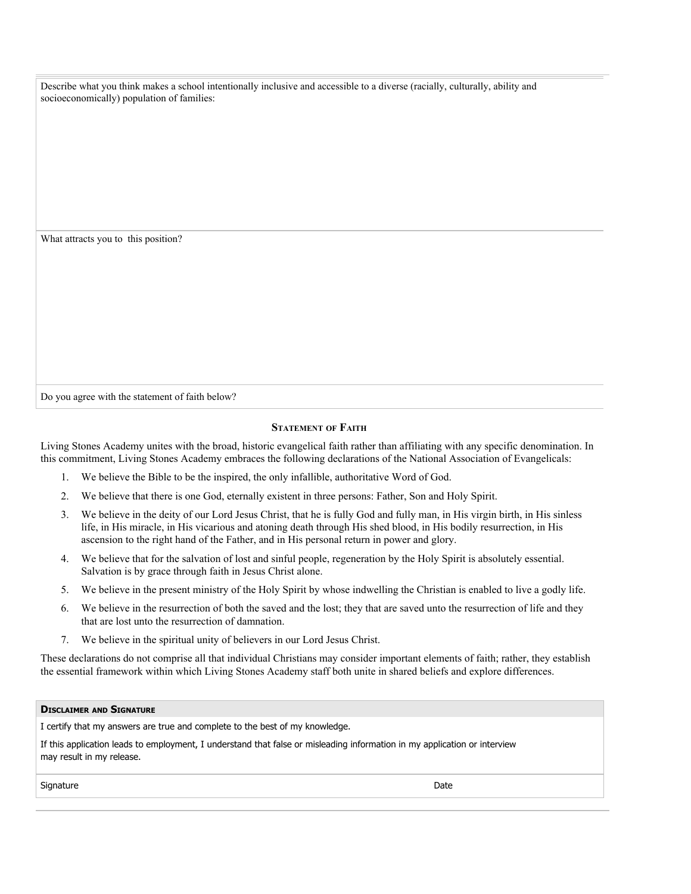Describe what you think makes a school intentionally inclusive and accessible to a diverse (racially, culturally, ability and socioeconomically) population of families:

What attracts you to this position?

Do you agree with the statement of faith below?

## Statement of Faith

Living Stones Academy unites with the broad, historic evangelical faith rather than affiliating with any specific denomination. In this commitment, Living Stones Academy embraces the following declarations of the National Association of Evangelicals:

1. We believe the Bible to be the inspired, the only infallible, authoritative Word of God.
2. We believe that there is one God, eternally existent in three persons: Father, Son and Holy Spirit.
3. We believe in the deity of our Lord Jesus Christ, that he is fully God and fully man, in His virgin birth, in His sinless life, in His miracle, in His vicarious and atoning death through His shed blood, in His bodily resurrection, in His ascension to the right hand of the Father, and in His personal return in power and glory.
4. We believe that for the salvation of lost and sinful people, regeneration by the Holy Spirit is absolutely essential. Salvation is by grace through faith in Jesus Christ alone.
5. We believe in the present ministry of the Holy Spirit by whose indwelling the Christian is enabled to live a godly life.
6. We believe in the resurrection of both the saved and the lost; they that are saved unto the resurrection of life and they that are lost unto the resurrection of damnation.
7. We believe in the spiritual unity of believers in our Lord Jesus Christ.

These declarations do not comprise all that individual Christians may consider important elements of faith; rather, they establish the essential framework within which Living Stones Academy staff both unite in shared beliefs and explore differences.

## Disclaimer and Signature

I certify that my answers are true and complete to the best of my knowledge.

If this application leads to employment, I understand that false or misleading information in my application or interview may result in my release.

| | |
|---|---|
| Signature | Date |